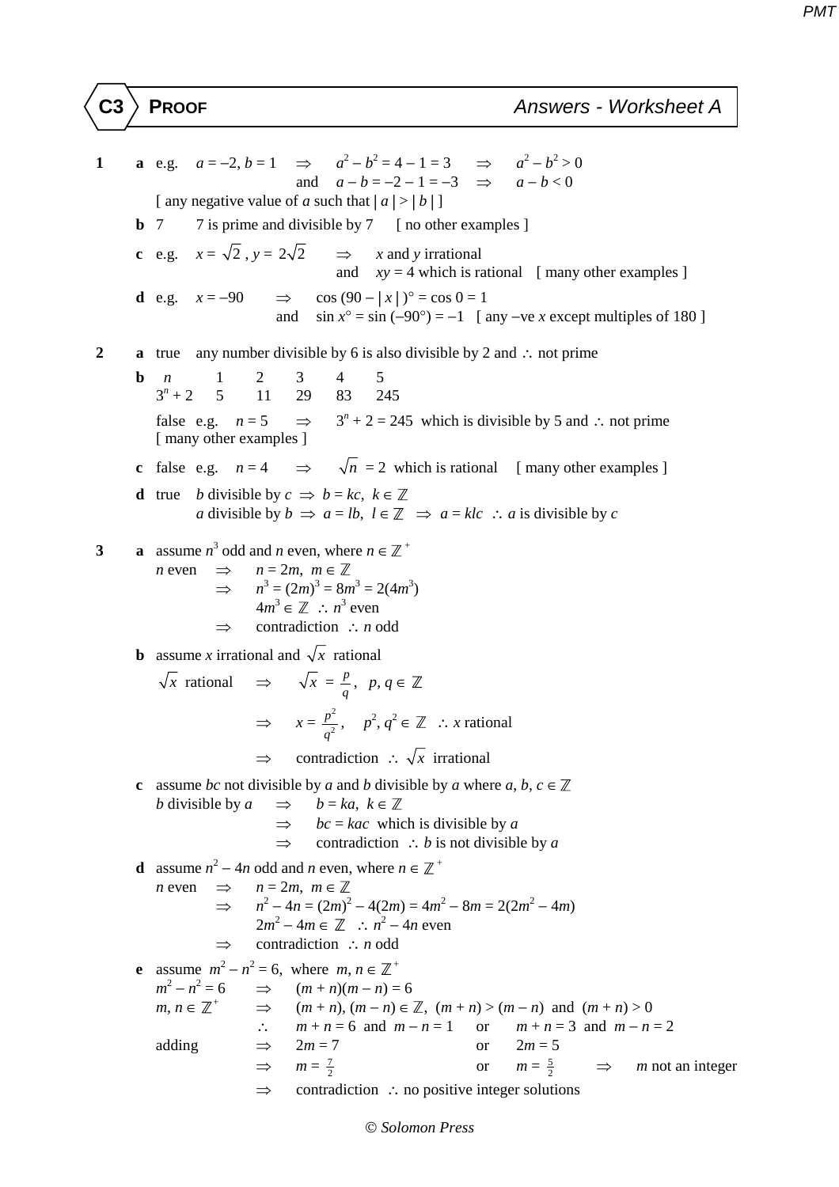# C3 PROOF — Answers - Worksheet A

**1** **a** e.g. $a = -2, b = 1 \Rightarrow a^2 - b^2 = 4 - 1 = 3 \Rightarrow a^2 - b^2 > 0$

and $a - b = -2 - 1 = -3 \Rightarrow a - b < 0$

[ any negative value of $a$ such that $|a| > |b|$ ]

**b** 7  7 is prime and divisible by 7  [ no other examples ]

**c** e.g. $x = \sqrt{2}$, $y = 2\sqrt{2} \Rightarrow x$ and $y$ irrational

and $xy = 4$ which is rational  [ many other examples ]

**d** e.g. $x = -90 \Rightarrow \cos(90 - |x|)° = \cos 0 = 1$

and $\sin x° = \sin(-90°) = -1$  [ any –ve $x$ except multiples of 180 ]

**2** **a** true  any number divisible by 6 is also divisible by 2 and $\therefore$ not prime

**b**

| $n$ | 1 | 2 | 3 | 4 | 5 |
|---|---|---|---|---|---|
| $3^n + 2$ | 5 | 11 | 29 | 83 | 245 |

false  e.g. $n = 5 \Rightarrow 3^n + 2 = 245$ which is divisible by 5 and $\therefore$ not prime
[ many other examples ]

**c** false  e.g. $n = 4 \Rightarrow \sqrt{n} = 2$ which is rational  [ many other examples ]

**d** true  $b$ divisible by $c \Rightarrow b = kc,\ k \in \mathbb{Z}$

$a$ divisible by $b \Rightarrow a = lb,\ l \in \mathbb{Z} \Rightarrow a = klc \ \therefore a$ is divisible by $c$

**3** **a** assume $n^3$ odd and $n$ even, where $n \in \mathbb{Z}^+$

$n$ even $\Rightarrow n = 2m,\ m \in \mathbb{Z}$

$\Rightarrow n^3 = (2m)^3 = 8m^3 = 2(4m^3)$

$4m^3 \in \mathbb{Z} \ \therefore n^3$ even

$\Rightarrow$ contradiction $\therefore n$ odd

**b** assume $x$ irrational and $\sqrt{x}$ rational

$\sqrt{x}$ rational $\Rightarrow \sqrt{x} = \frac{p}{q},\ p, q \in \mathbb{Z}$

$\Rightarrow x = \frac{p^2}{q^2},\ p^2, q^2 \in \mathbb{Z} \ \therefore x$ rational

$\Rightarrow$ contradiction $\therefore \sqrt{x}$ irrational

**c** assume $bc$ not divisible by $a$ and $b$ divisible by $a$ where $a, b, c \in \mathbb{Z}$

$b$ divisible by $a \Rightarrow b = ka,\ k \in \mathbb{Z}$

$\Rightarrow bc = kac$ which is divisible by $a$

$\Rightarrow$ contradiction $\therefore b$ is not divisible by $a$

**d** assume $n^2 - 4n$ odd and $n$ even, where $n \in \mathbb{Z}^+$

$n$ even $\Rightarrow n = 2m,\ m \in \mathbb{Z}$

$\Rightarrow n^2 - 4n = (2m)^2 - 4(2m) = 4m^2 - 8m = 2(2m^2 - 4m)$

$2m^2 - 4m \in \mathbb{Z} \ \therefore n^2 - 4n$ even

$\Rightarrow$ contradiction $\therefore n$ odd

**e** assume $m^2 - n^2 = 6$, where $m, n \in \mathbb{Z}^+$

$m^2 - n^2 = 6 \Rightarrow (m + n)(m - n) = 6$

$m, n \in \mathbb{Z}^+ \Rightarrow (m + n), (m - n) \in \mathbb{Z},\ (m + n) > (m - n)$ and $(m + n) > 0$

$\therefore m + n = 6$ and $m - n = 1$ or $m + n = 3$ and $m - n = 2$

adding $\Rightarrow 2m = 7$ or $2m = 5$

$\Rightarrow m = \frac{7}{2}$ or $m = \frac{5}{2} \Rightarrow m$ not an integer

$\Rightarrow$ contradiction $\therefore$ no positive integer solutions

© Solomon Press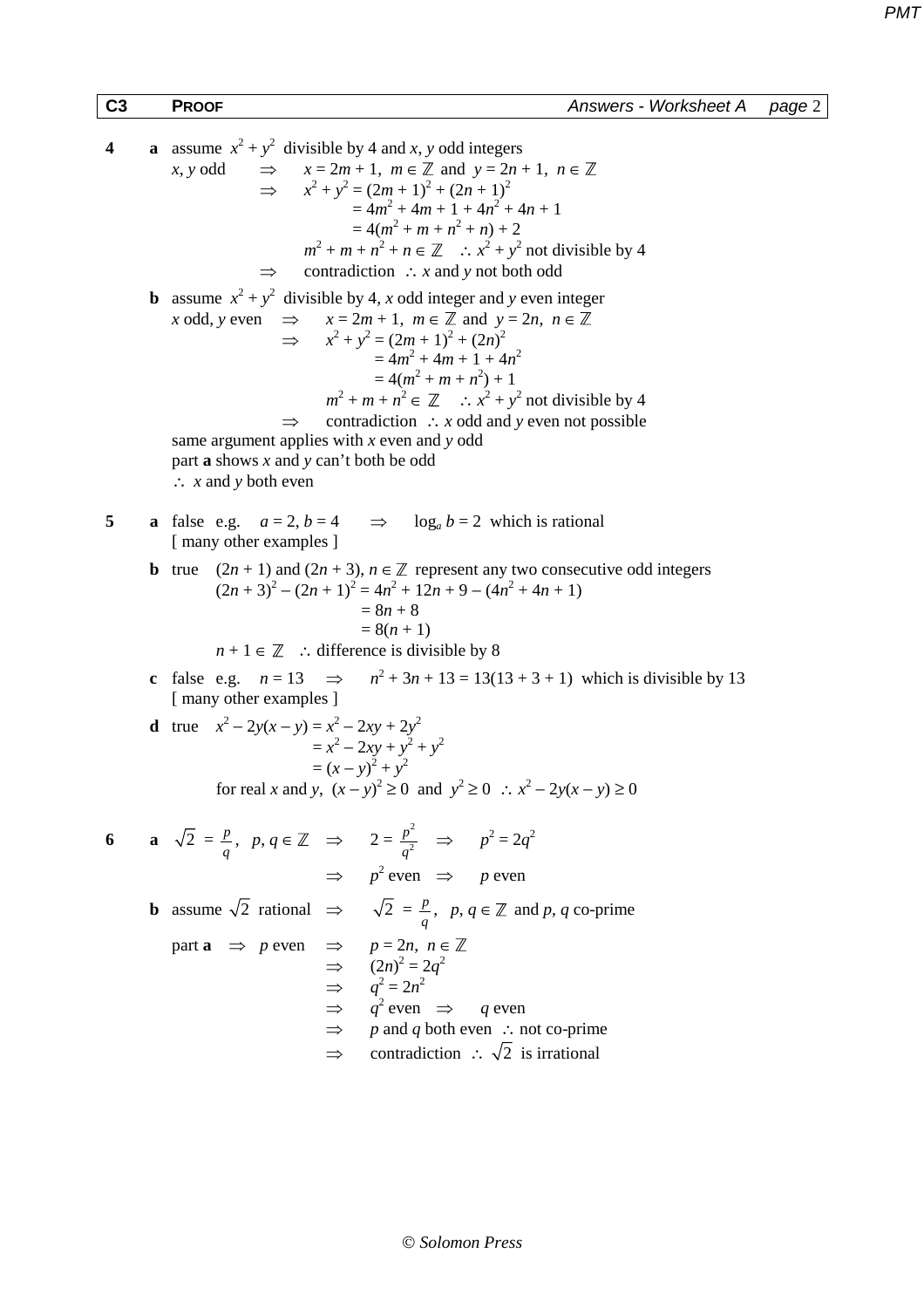**C3 PROOF** *Answers - Worksheet A*

**4** **a** assume $x^2 + y^2$ divisible by 4 and $x$, $y$ odd integers

$x$, $y$ odd $\Rightarrow$ $x = 2m + 1,\ m \in \mathbb{Z}$ and $y = 2n + 1,\ n \in \mathbb{Z}$

$\Rightarrow$ $x^2 + y^2 = (2m + 1)^2 + (2n + 1)^2$

$= 4m^2 + 4m + 1 + 4n^2 + 4n + 1$

$= 4(m^2 + m + n^2 + n) + 2$

$m^2 + m + n^2 + n \in \mathbb{Z}$ $\therefore$ $x^2 + y^2$ not divisible by 4

$\Rightarrow$ contradiction $\therefore$ $x$ and $y$ not both odd

**b** assume $x^2 + y^2$ divisible by 4, $x$ odd integer and $y$ even integer

$x$ odd, $y$ even $\Rightarrow$ $x = 2m + 1,\ m \in \mathbb{Z}$ and $y = 2n,\ n \in \mathbb{Z}$

$\Rightarrow$ $x^2 + y^2 = (2m + 1)^2 + (2n)^2$

$= 4m^2 + 4m + 1 + 4n^2$

$= 4(m^2 + m + n^2) + 1$

$m^2 + m + n^2 \in \mathbb{Z}$ $\therefore$ $x^2 + y^2$ not divisible by 4

$\Rightarrow$ contradiction $\therefore$ $x$ odd and $y$ even not possible

same argument applies with $x$ even and $y$ odd

part **a** shows $x$ and $y$ can't both be odd

$\therefore$ $x$ and $y$ both even

**5** **a** false e.g. $a = 2, b = 4$ $\Rightarrow$ $\log_a b = 2$ which is rational

[ many other examples ]

**b** true $(2n + 1)$ and $(2n + 3)$, $n \in \mathbb{Z}$ represent any two consecutive odd integers

$(2n + 3)^2 - (2n + 1)^2 = 4n^2 + 12n + 9 - (4n^2 + 4n + 1)$

$= 8n + 8$

$= 8(n + 1)$

$n + 1 \in \mathbb{Z}$ $\therefore$ difference is divisible by 8

**c** false e.g. $n = 13$ $\Rightarrow$ $n^2 + 3n + 13 = 13(13 + 3 + 1)$ which is divisible by 13

[ many other examples ]

**d** true $x^2 - 2y(x - y) = x^2 - 2xy + 2y^2$

$= x^2 - 2xy + y^2 + y^2$

$= (x - y)^2 + y^2$

for real $x$ and $y$, $(x - y)^2 \geq 0$ and $y^2 \geq 0$ $\therefore$ $x^2 - 2y(x - y) \geq 0$

**6** **a** $\sqrt{2} = \frac{p}{q},\ \ p, q \in \mathbb{Z}$ $\Rightarrow$ $2 = \frac{p^2}{q^2}$ $\Rightarrow$ $p^2 = 2q^2$

$\Rightarrow$ $p^2$ even $\Rightarrow$ $p$ even

**b** assume $\sqrt{2}$ rational $\Rightarrow$ $\sqrt{2} = \frac{p}{q},\ \ p, q \in \mathbb{Z}$ and $p$, $q$ co-prime

part **a** $\Rightarrow$ $p$ even $\Rightarrow$ $p = 2n,\ n \in \mathbb{Z}$

$\Rightarrow$ $(2n)^2 = 2q^2$

$\Rightarrow$ $q^2 = 2n^2$

$\Rightarrow$ $q^2$ even $\Rightarrow$ $q$ even

$\Rightarrow$ $p$ and $q$ both even $\therefore$ not co-prime

$\Rightarrow$ contradiction $\therefore$ $\sqrt{2}$ is irrational